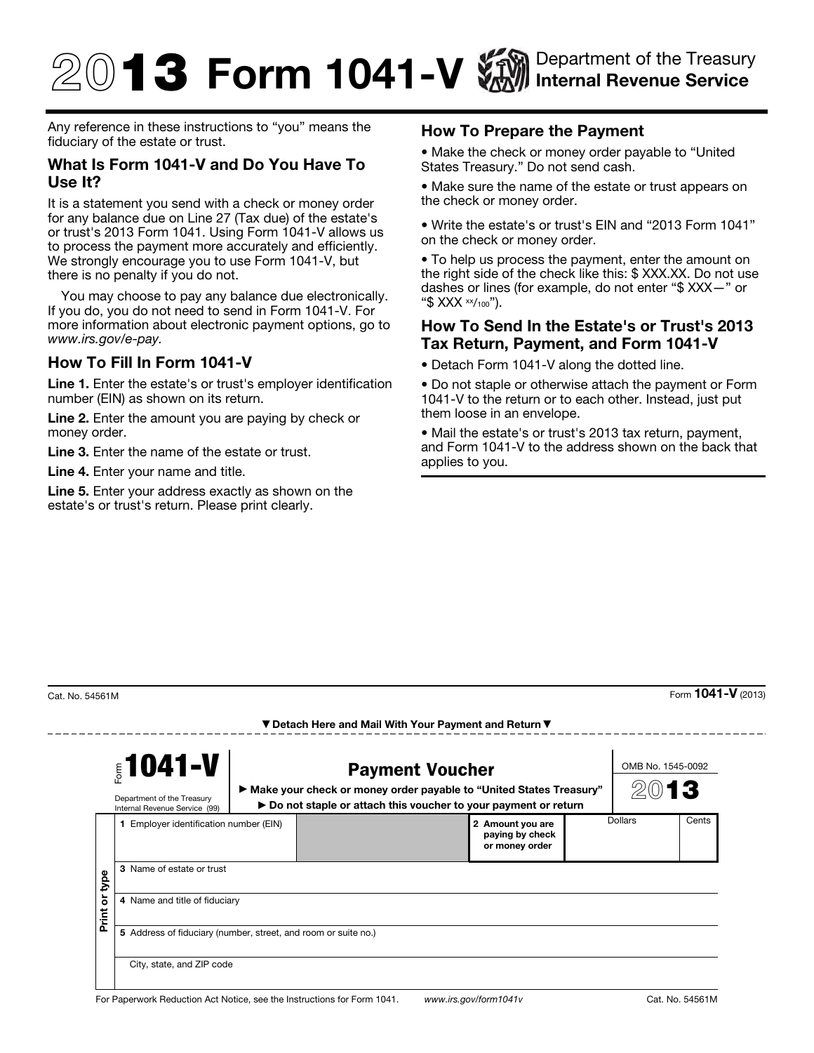# 2013 Form 1041-V

Department of the Treasury
Internal Revenue Service

Any reference in these instructions to "you" means the fiduciary of the estate or trust.

## What Is Form 1041-V and Do You Have To Use It?

It is a statement you send with a check or money order for any balance due on Line 27 (Tax due) of the estate's or trust's 2013 Form 1041. Using Form 1041-V allows us to process the payment more accurately and efficiently. We strongly encourage you to use Form 1041-V, but there is no penalty if you do not.

You may choose to pay any balance due electronically. If you do, you do not need to send in Form 1041-V. For more information about electronic payment options, go to *www.irs.gov/e-pay.*

## How To Fill In Form 1041-V

**Line 1.** Enter the estate's or trust's employer identification number (EIN) as shown on its return.

**Line 2.** Enter the amount you are paying by check or money order.

**Line 3.** Enter the name of the estate or trust.

**Line 4.** Enter your name and title.

**Line 5.** Enter your address exactly as shown on the estate's or trust's return. Please print clearly.

## How To Prepare the Payment

- Make the check or money order payable to "United States Treasury." Do not send cash.
- Make sure the name of the estate or trust appears on the check or money order.
- Write the estate's or trust's EIN and "2013 Form 1041" on the check or money order.
- To help us process the payment, enter the amount on the right side of the check like this: $ XXX.XX. Do not use dashes or lines (for example, do not enter "$ XXX—" or "$ XXX xx/100").

## How To Send In the Estate's or Trust's 2013 Tax Return, Payment, and Form 1041-V

- Detach Form 1041-V along the dotted line.
- Do not staple or otherwise attach the payment or Form 1041-V to the return or to each other. Instead, just put them loose in an envelope.
- Mail the estate's or trust's 2013 tax return, payment, and Form 1041-V to the address shown on the back that applies to you.

Cat. No. 54561M — Form **1041-V** (2013)

▼ Detach Here and Mail With Your Payment and Return ▼

---

Form **1041-V** — Department of the Treasury, Internal Revenue Service (99)

**Payment Voucher**

► Make your check or money order payable to "United States Treasury"
► Do not staple or attach this voucher to your payment or return

OMB No. 1545-0092 — **2013**

| Print or type | | | |
|---|---|---|---|
| **1** Employer identification number (EIN) | | **2 Amount you are paying by check or money order** | Dollars / Cents |
| **3** Name of estate or trust | | | |
| **4** Name and title of fiduciary | | | |
| **5** Address of fiduciary (number, street, and room or suite no.) | | | |
| City, state, and ZIP code | | | |

For Paperwork Reduction Act Notice, see the Instructions for Form 1041. *www.irs.gov/form1041v* Cat. No. 54561M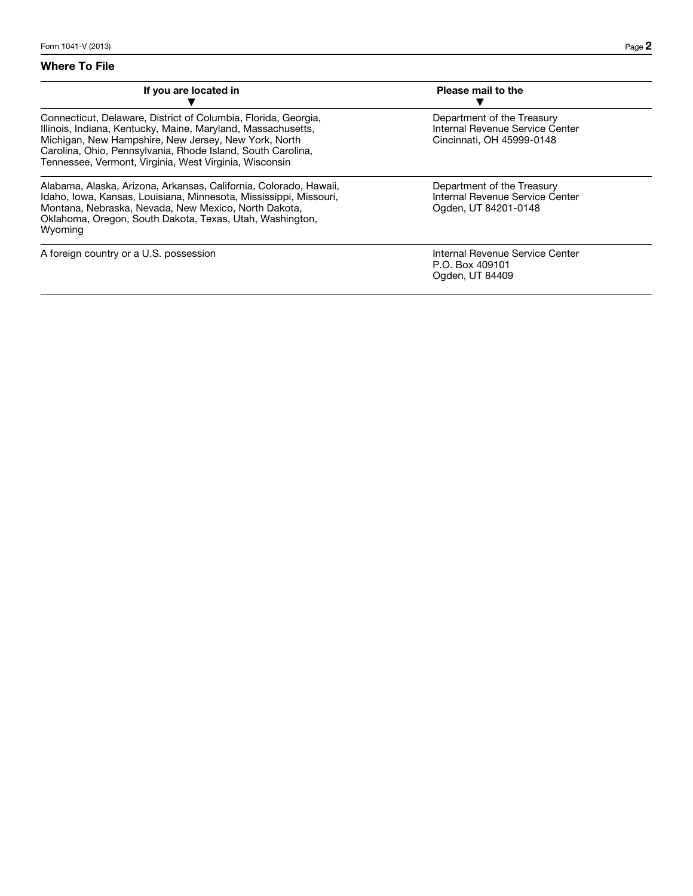## Where To File

| If you are located in ▼ | Please mail to the ▼ |
|---|---|
| Connecticut, Delaware, District of Columbia, Florida, Georgia, Illinois, Indiana, Kentucky, Maine, Maryland, Massachusetts, Michigan, New Hampshire, New Jersey, New York, North Carolina, Ohio, Pennsylvania, Rhode Island, South Carolina, Tennessee, Vermont, Virginia, West Virginia, Wisconsin | Department of the Treasury<br>Internal Revenue Service Center<br>Cincinnati, OH 45999-0148 |
| Alabama, Alaska, Arizona, Arkansas, California, Colorado, Hawaii, Idaho, Iowa, Kansas, Louisiana, Minnesota, Mississippi, Missouri, Montana, Nebraska, Nevada, New Mexico, North Dakota, Oklahoma, Oregon, South Dakota, Texas, Utah, Washington, Wyoming | Department of the Treasury<br>Internal Revenue Service Center<br>Ogden, UT 84201-0148 |
| A foreign country or a U.S. possession | Internal Revenue Service Center<br>P.O. Box 409101<br>Ogden, UT 84409 |